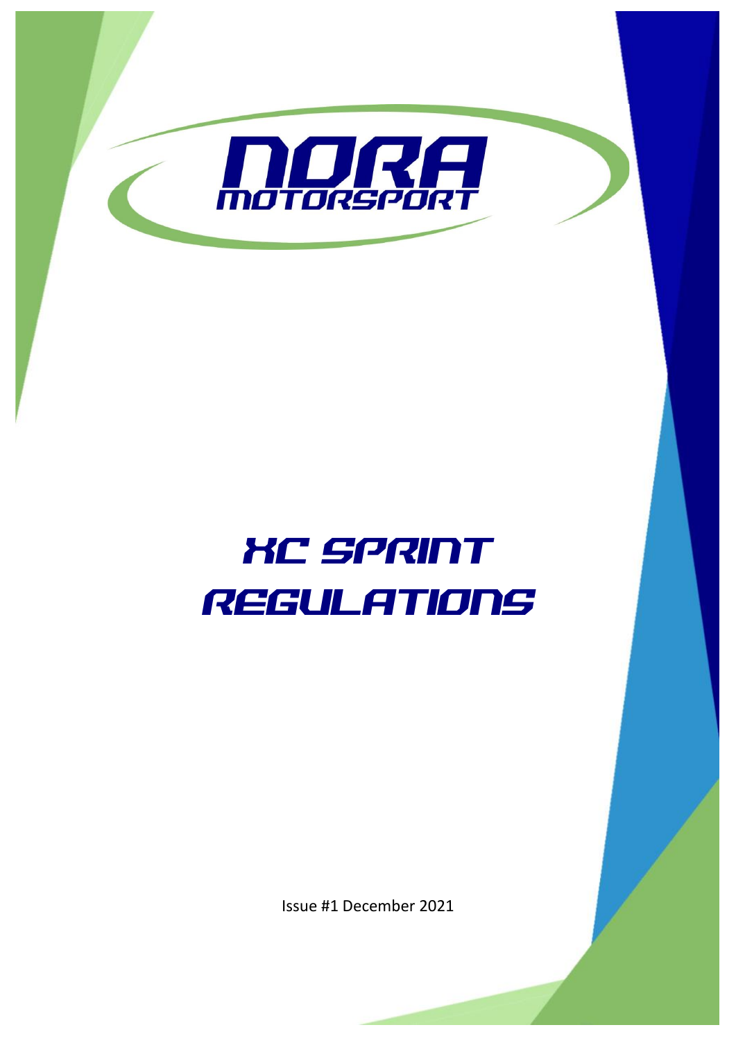# NORA MOTORSPORT

# XC SPRINT REGULATIONS

Issue #1 December 2021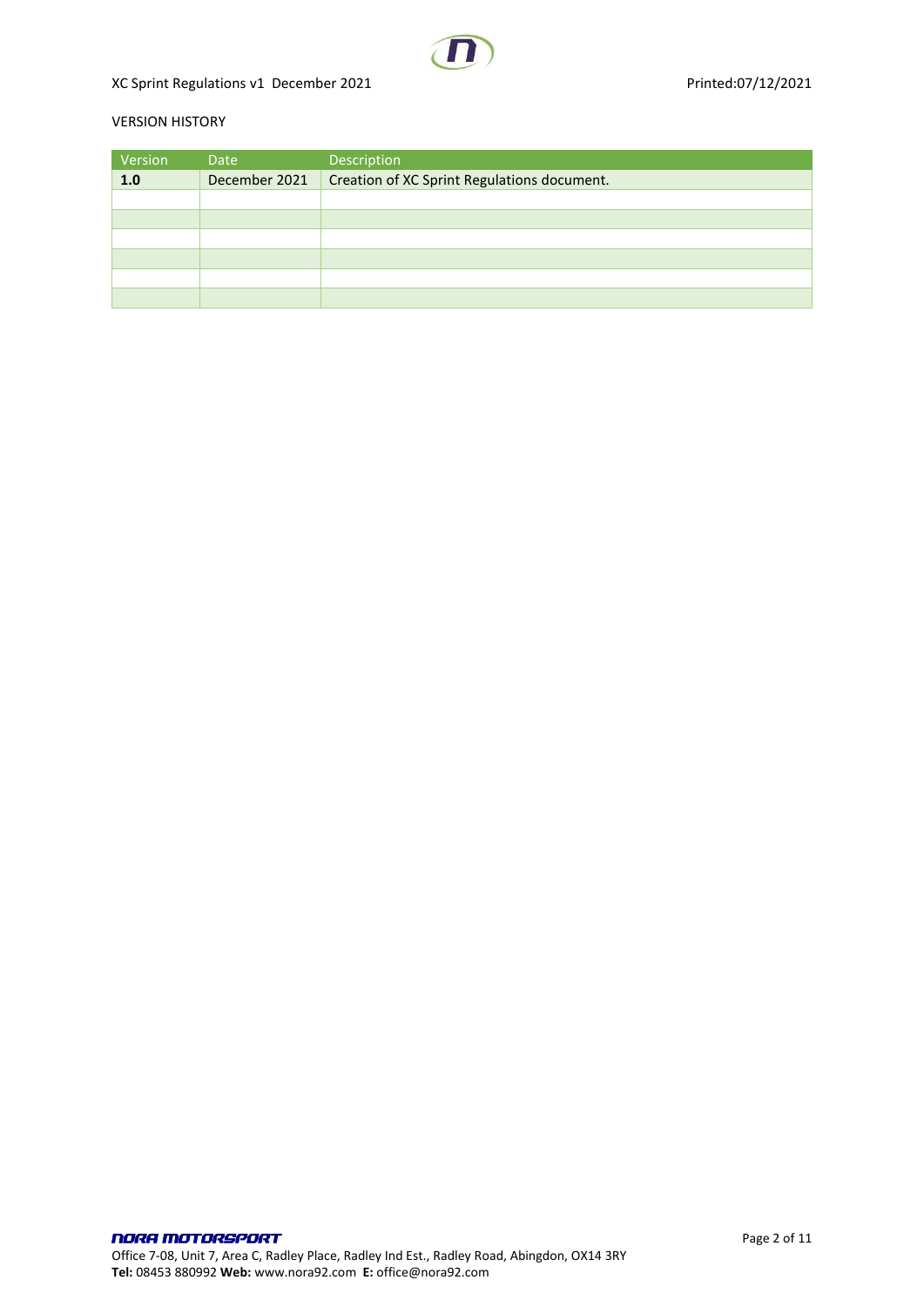VERSION HISTORY

| Version | Date | Description |
|---|---|---|
| **1.0** | December 2021 | Creation of XC Sprint Regulations document. |
| | | |
| | | |
| | | |
| | | |
| | | |
| | | |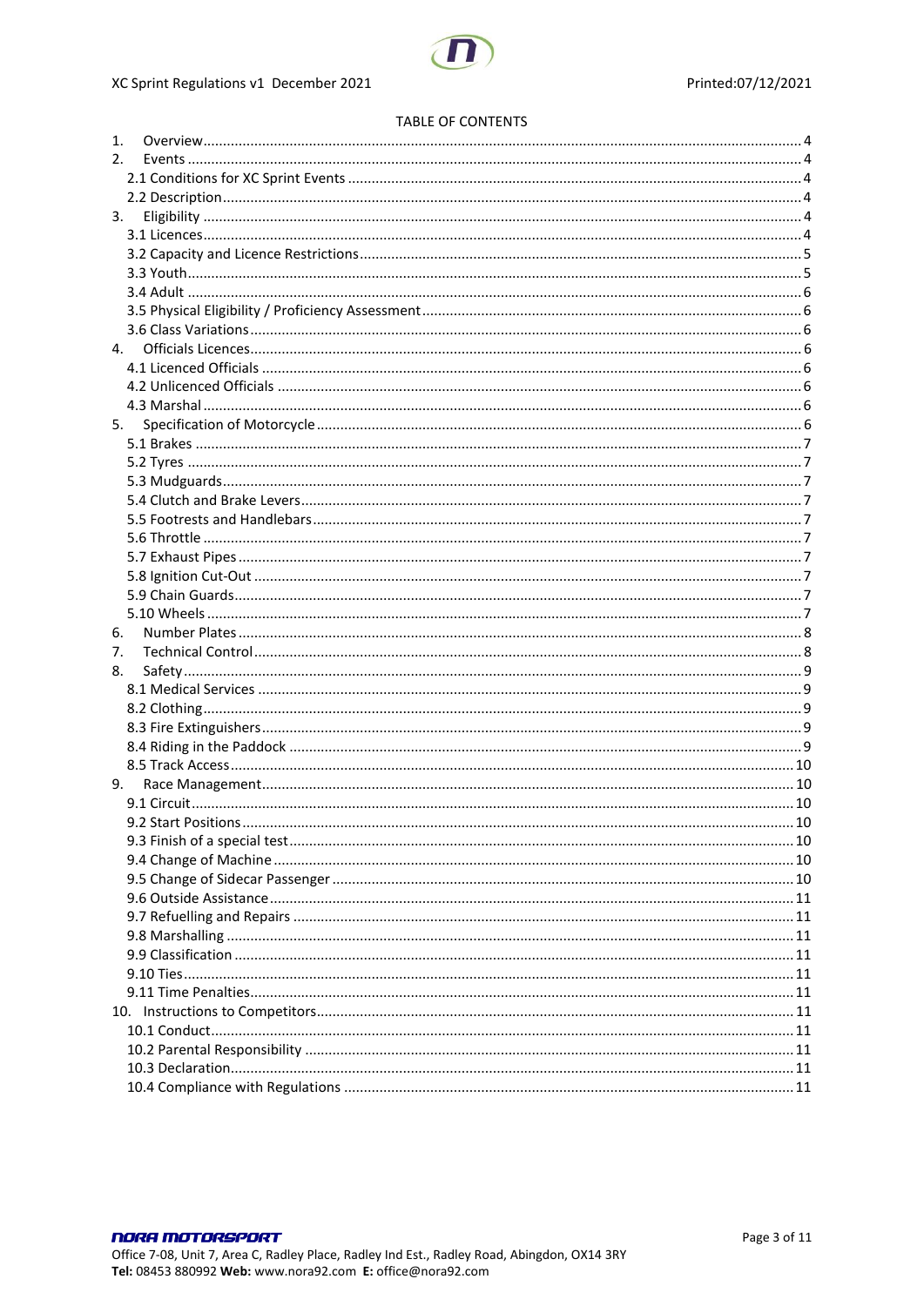TABLE OF CONTENTS

1. Overview ... 4
2. Events ... 4
   - 2.1 Conditions for XC Sprint Events ... 4
   - 2.2 Description ... 4
3. Eligibility ... 4
   - 3.1 Licences ... 4
   - 3.2 Capacity and Licence Restrictions ... 5
   - 3.3 Youth ... 5
   - 3.4 Adult ... 6
   - 3.5 Physical Eligibility / Proficiency Assessment ... 6
   - 3.6 Class Variations ... 6
4. Officials Licences ... 6
   - 4.1 Licenced Officials ... 6
   - 4.2 Unlicenced Officials ... 6
   - 4.3 Marshal ... 6
5. Specification of Motorcycle ... 6
   - 5.1 Brakes ... 7
   - 5.2 Tyres ... 7
   - 5.3 Mudguards ... 7
   - 5.4 Clutch and Brake Levers ... 7
   - 5.5 Footrests and Handlebars ... 7
   - 5.6 Throttle ... 7
   - 5.7 Exhaust Pipes ... 7
   - 5.8 Ignition Cut-Out ... 7
   - 5.9 Chain Guards ... 7
   - 5.10 Wheels ... 7
6. Number Plates ... 8
7. Technical Control ... 8
8. Safety ... 9
   - 8.1 Medical Services ... 9
   - 8.2 Clothing ... 9
   - 8.3 Fire Extinguishers ... 9
   - 8.4 Riding in the Paddock ... 9
   - 8.5 Track Access ... 10
9. Race Management ... 10
   - 9.1 Circuit ... 10
   - 9.2 Start Positions ... 10
   - 9.3 Finish of a special test ... 10
   - 9.4 Change of Machine ... 10
   - 9.5 Change of Sidecar Passenger ... 10
   - 9.6 Outside Assistance ... 11
   - 9.7 Refuelling and Repairs ... 11
   - 9.8 Marshalling ... 11
   - 9.9 Classification ... 11
   - 9.10 Ties ... 11
   - 9.11 Time Penalties ... 11
10. Instructions to Competitors ... 11
   - 10.1 Conduct ... 11
   - 10.2 Parental Responsibility ... 11
   - 10.3 Declaration ... 11
   - 10.4 Compliance with Regulations ... 11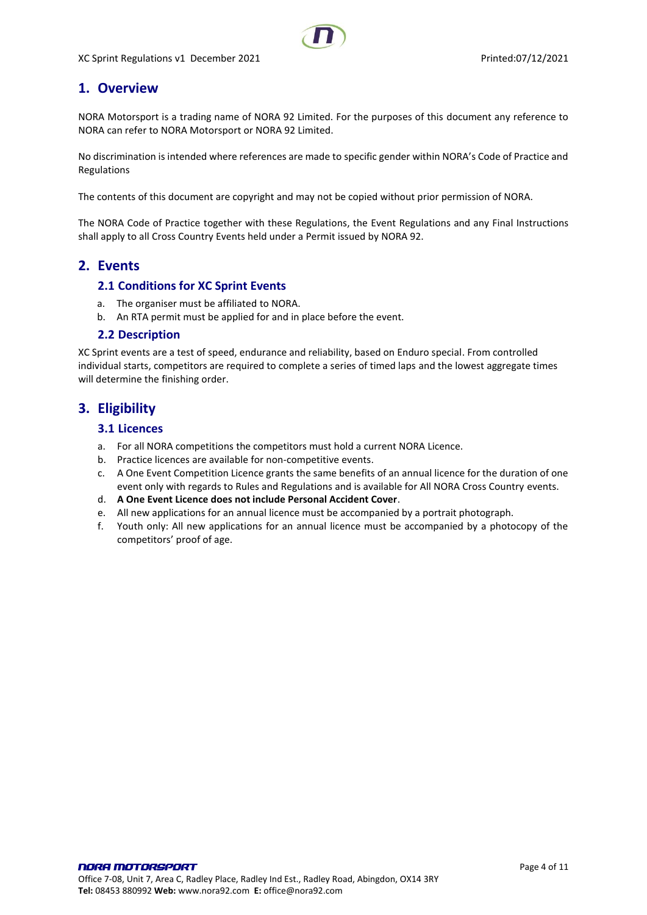# 1. Overview

NORA Motorsport is a trading name of NORA 92 Limited. For the purposes of this document any reference to NORA can refer to NORA Motorsport or NORA 92 Limited.

No discrimination is intended where references are made to specific gender within NORA's Code of Practice and Regulations

The contents of this document are copyright and may not be copied without prior permission of NORA.

The NORA Code of Practice together with these Regulations, the Event Regulations and any Final Instructions shall apply to all Cross Country Events held under a Permit issued by NORA 92.

# 2. Events

## 2.1 Conditions for XC Sprint Events

a. The organiser must be affiliated to NORA.
b. An RTA permit must be applied for and in place before the event.

## 2.2 Description

XC Sprint events are a test of speed, endurance and reliability, based on Enduro special. From controlled individual starts, competitors are required to complete a series of timed laps and the lowest aggregate times will determine the finishing order.

# 3. Eligibility

## 3.1 Licences

a. For all NORA competitions the competitors must hold a current NORA Licence.
b. Practice licences are available for non-competitive events.
c. A One Event Competition Licence grants the same benefits of an annual licence for the duration of one event only with regards to Rules and Regulations and is available for All NORA Cross Country events.
d. **A One Event Licence does not include Personal Accident Cover**.
e. All new applications for an annual licence must be accompanied by a portrait photograph.
f. Youth only: All new applications for an annual licence must be accompanied by a photocopy of the competitors' proof of age.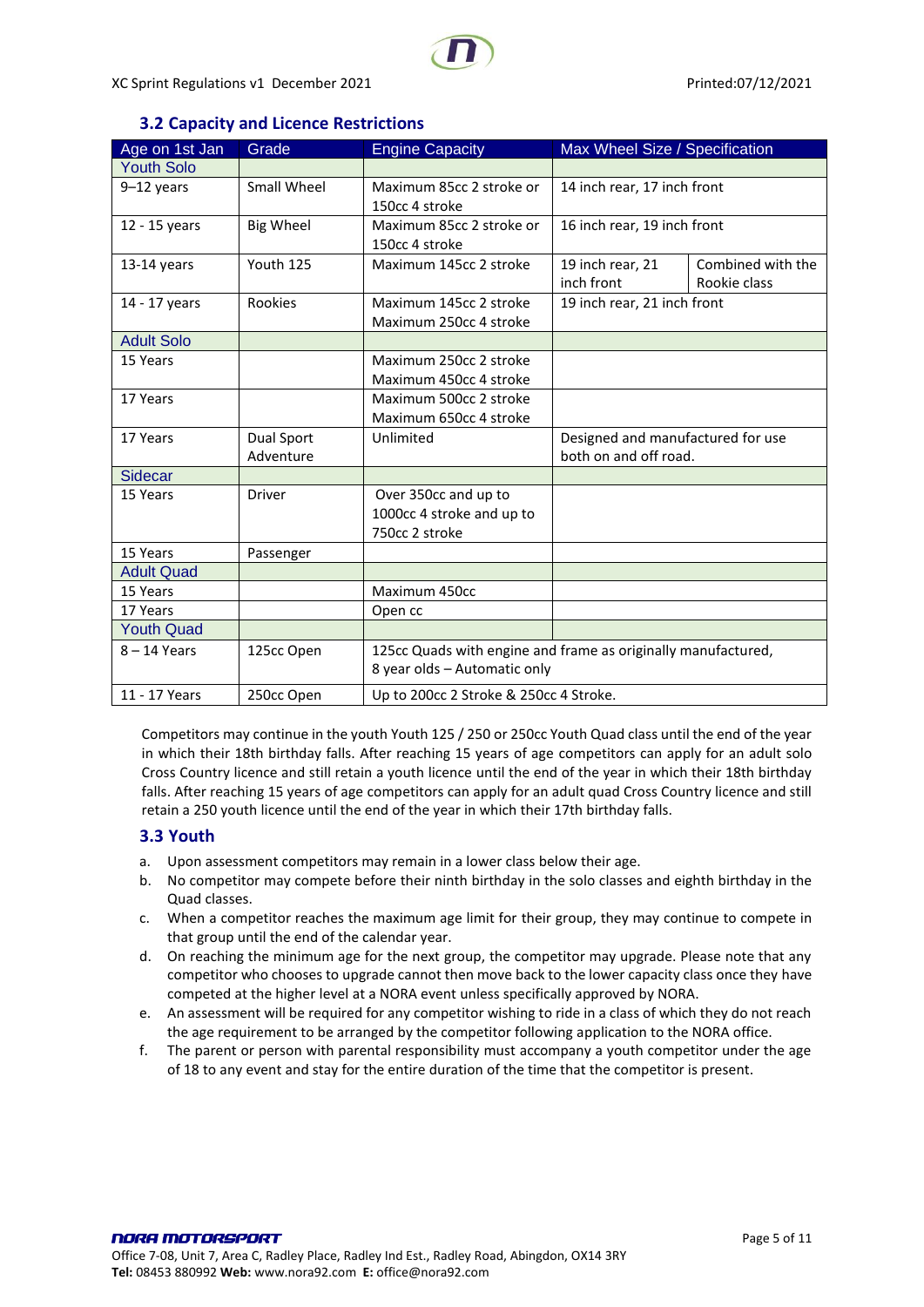### 3.2 Capacity and Licence Restrictions

| Age on 1st Jan | Grade | Engine Capacity | Max Wheel Size / Specification | |
|---|---|---|---|---|
| Youth Solo | | | | |
| 9–12 years | Small Wheel | Maximum 85cc 2 stroke or 150cc 4 stroke | 14 inch rear, 17 inch front | |
| 12 - 15 years | Big Wheel | Maximum 85cc 2 stroke or 150cc 4 stroke | 16 inch rear, 19 inch front | |
| 13-14 years | Youth 125 | Maximum 145cc 2 stroke | 19 inch rear, 21 inch front | Combined with the Rookie class |
| 14 - 17 years | Rookies | Maximum 145cc 2 stroke Maximum 250cc 4 stroke | 19 inch rear, 21 inch front | |
| Adult Solo | | | | |
| 15 Years | | Maximum 250cc 2 stroke Maximum 450cc 4 stroke | | |
| 17 Years | | Maximum 500cc 2 stroke Maximum 650cc 4 stroke | | |
| 17 Years | Dual Sport Adventure | Unlimited | Designed and manufactured for use both on and off road. | |
| Sidecar | | | | |
| 15 Years | Driver | Over 350cc and up to 1000cc 4 stroke and up to 750cc 2 stroke | | |
| 15 Years | Passenger | | | |
| Adult Quad | | | | |
| 15 Years | | Maximum 450cc | | |
| 17 Years | | Open cc | | |
| Youth Quad | | | | |
| 8 – 14 Years | 125cc Open | 125cc Quads with engine and frame as originally manufactured, 8 year olds – Automatic only | | |
| 11 - 17 Years | 250cc Open | Up to 200cc 2 Stroke & 250cc 4 Stroke. | | |

Competitors may continue in the youth Youth 125 / 250 or 250cc Youth Quad class until the end of the year in which their 18th birthday falls. After reaching 15 years of age competitors can apply for an adult solo Cross Country licence and still retain a youth licence until the end of the year in which their 18th birthday falls. After reaching 15 years of age competitors can apply for an adult quad Cross Country licence and still retain a 250 youth licence until the end of the year in which their 17th birthday falls.

### 3.3 Youth

a. Upon assessment competitors may remain in a lower class below their age.

b. No competitor may compete before their ninth birthday in the solo classes and eighth birthday in the Quad classes.

c. When a competitor reaches the maximum age limit for their group, they may continue to compete in that group until the end of the calendar year.

d. On reaching the minimum age for the next group, the competitor may upgrade. Please note that any competitor who chooses to upgrade cannot then move back to the lower capacity class once they have competed at the higher level at a NORA event unless specifically approved by NORA.

e. An assessment will be required for any competitor wishing to ride in a class of which they do not reach the age requirement to be arranged by the competitor following application to the NORA office.

f. The parent or person with parental responsibility must accompany a youth competitor under the age of 18 to any event and stay for the entire duration of the time that the competitor is present.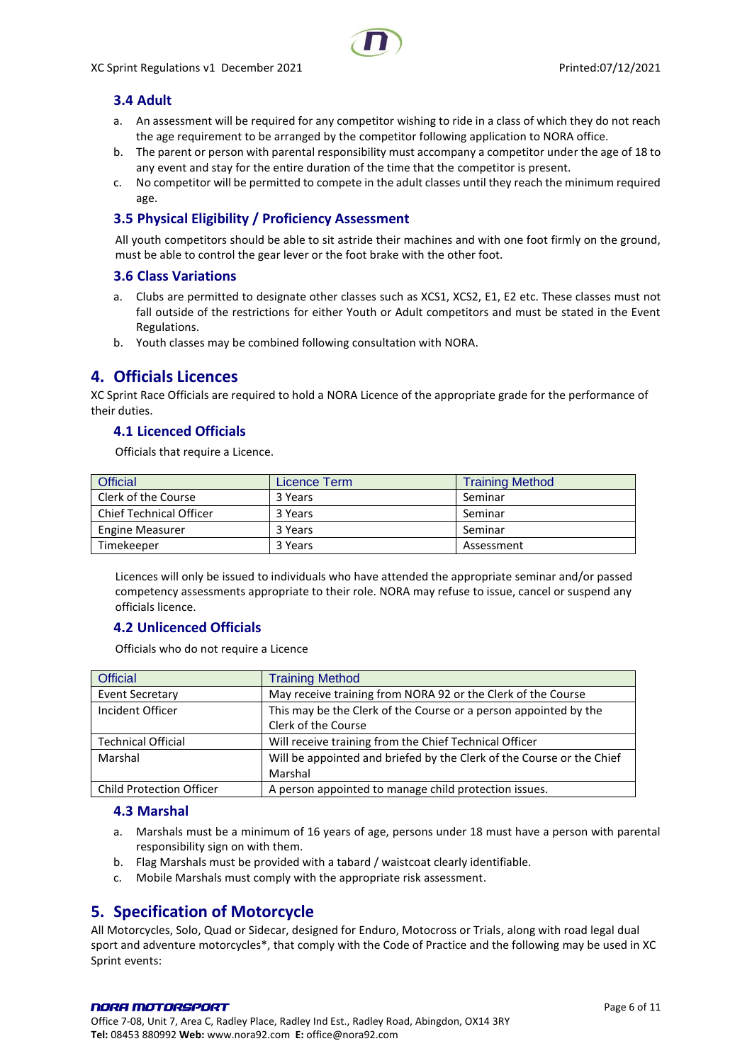### 3.4 Adult

a. An assessment will be required for any competitor wishing to ride in a class of which they do not reach the age requirement to be arranged by the competitor following application to NORA office.
b. The parent or person with parental responsibility must accompany a competitor under the age of 18 to any event and stay for the entire duration of the time that the competitor is present.
c. No competitor will be permitted to compete in the adult classes until they reach the minimum required age.

### 3.5 Physical Eligibility / Proficiency Assessment

All youth competitors should be able to sit astride their machines and with one foot firmly on the ground, must be able to control the gear lever or the foot brake with the other foot.

### 3.6 Class Variations

a. Clubs are permitted to designate other classes such as XCS1, XCS2, E1, E2 etc. These classes must not fall outside of the restrictions for either Youth or Adult competitors and must be stated in the Event Regulations.
b. Youth classes may be combined following consultation with NORA.

## 4. Officials Licences

XC Sprint Race Officials are required to hold a NORA Licence of the appropriate grade for the performance of their duties.

### 4.1 Licenced Officials

Officials that require a Licence.

| Official | Licence Term | Training Method |
|---|---|---|
| Clerk of the Course | 3 Years | Seminar |
| Chief Technical Officer | 3 Years | Seminar |
| Engine Measurer | 3 Years | Seminar |
| Timekeeper | 3 Years | Assessment |

Licences will only be issued to individuals who have attended the appropriate seminar and/or passed competency assessments appropriate to their role. NORA may refuse to issue, cancel or suspend any officials licence.

### 4.2 Unlicenced Officials

Officials who do not require a Licence

| Official | Training Method |
|---|---|
| Event Secretary | May receive training from NORA 92 or the Clerk of the Course |
| Incident Officer | This may be the Clerk of the Course or a person appointed by the Clerk of the Course |
| Technical Official | Will receive training from the Chief Technical Officer |
| Marshal | Will be appointed and briefed by the Clerk of the Course or the Chief Marshal |
| Child Protection Officer | A person appointed to manage child protection issues. |

### 4.3 Marshal

a. Marshals must be a minimum of 16 years of age, persons under 18 must have a person with parental responsibility sign on with them.
b. Flag Marshals must be provided with a tabard / waistcoat clearly identifiable.
c. Mobile Marshals must comply with the appropriate risk assessment.

## 5. Specification of Motorcycle

All Motorcycles, Solo, Quad or Sidecar, designed for Enduro, Motocross or Trials, along with road legal dual sport and adventure motorcycles*, that comply with the Code of Practice and the following may be used in XC Sprint events: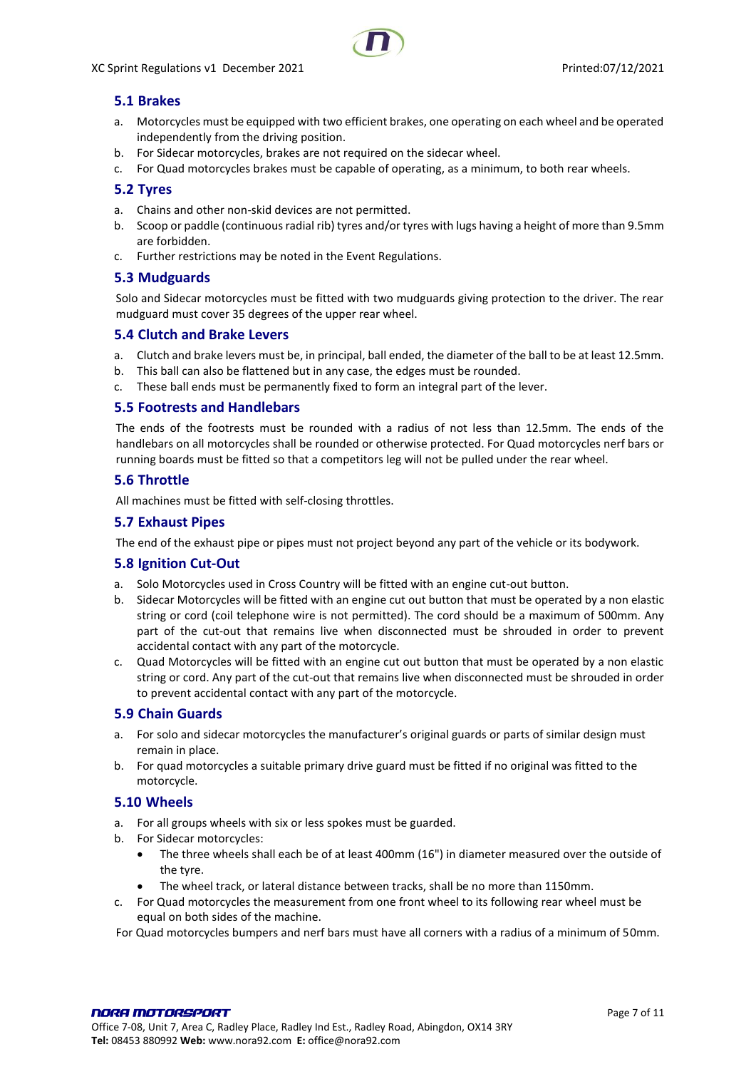### 5.1 Brakes

a. Motorcycles must be equipped with two efficient brakes, one operating on each wheel and be operated independently from the driving position.
b. For Sidecar motorcycles, brakes are not required on the sidecar wheel.
c. For Quad motorcycles brakes must be capable of operating, as a minimum, to both rear wheels.

### 5.2 Tyres

a. Chains and other non-skid devices are not permitted.
b. Scoop or paddle (continuous radial rib) tyres and/or tyres with lugs having a height of more than 9.5mm are forbidden.
c. Further restrictions may be noted in the Event Regulations.

### 5.3 Mudguards

Solo and Sidecar motorcycles must be fitted with two mudguards giving protection to the driver. The rear mudguard must cover 35 degrees of the upper rear wheel.

### 5.4 Clutch and Brake Levers

a. Clutch and brake levers must be, in principal, ball ended, the diameter of the ball to be at least 12.5mm.
b. This ball can also be flattened but in any case, the edges must be rounded.
c. These ball ends must be permanently fixed to form an integral part of the lever.

### 5.5 Footrests and Handlebars

The ends of the footrests must be rounded with a radius of not less than 12.5mm. The ends of the handlebars on all motorcycles shall be rounded or otherwise protected. For Quad motorcycles nerf bars or running boards must be fitted so that a competitors leg will not be pulled under the rear wheel.

### 5.6 Throttle

All machines must be fitted with self-closing throttles.

### 5.7 Exhaust Pipes

The end of the exhaust pipe or pipes must not project beyond any part of the vehicle or its bodywork.

### 5.8 Ignition Cut-Out

a. Solo Motorcycles used in Cross Country will be fitted with an engine cut-out button.
b. Sidecar Motorcycles will be fitted with an engine cut out button that must be operated by a non elastic string or cord (coil telephone wire is not permitted). The cord should be a maximum of 500mm. Any part of the cut-out that remains live when disconnected must be shrouded in order to prevent accidental contact with any part of the motorcycle.
c. Quad Motorcycles will be fitted with an engine cut out button that must be operated by a non elastic string or cord. Any part of the cut-out that remains live when disconnected must be shrouded in order to prevent accidental contact with any part of the motorcycle.

### 5.9 Chain Guards

a. For solo and sidecar motorcycles the manufacturer's original guards or parts of similar design must remain in place.
b. For quad motorcycles a suitable primary drive guard must be fitted if no original was fitted to the motorcycle.

### 5.10 Wheels

a. For all groups wheels with six or less spokes must be guarded.
b. For Sidecar motorcycles:
   - The three wheels shall each be of at least 400mm (16") in diameter measured over the outside of the tyre.
   - The wheel track, or lateral distance between tracks, shall be no more than 1150mm.
c. For Quad motorcycles the measurement from one front wheel to its following rear wheel must be equal on both sides of the machine.

For Quad motorcycles bumpers and nerf bars must have all corners with a radius of a minimum of 50mm.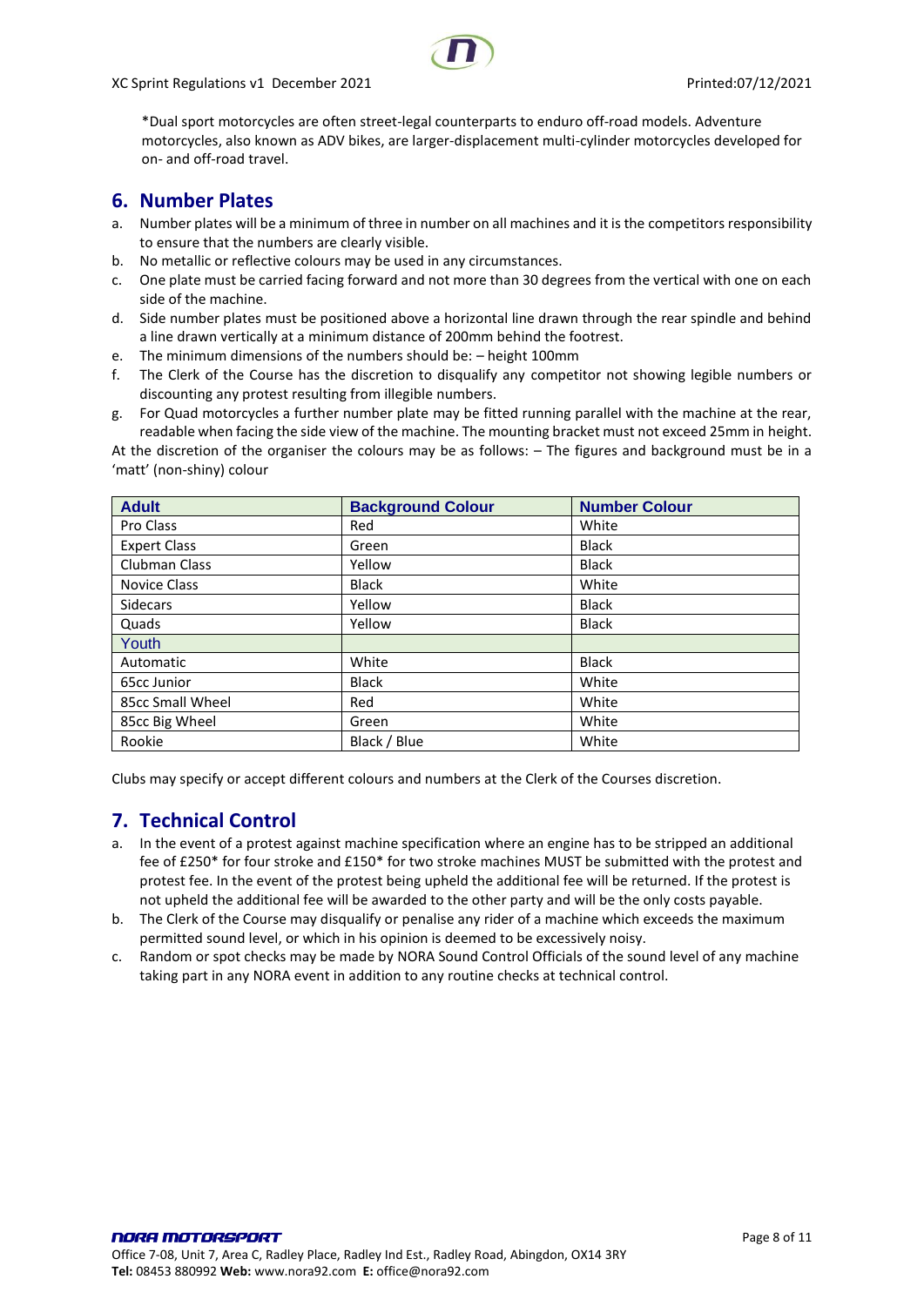*Dual sport motorcycles are often street-legal counterparts to enduro off-road models. Adventure motorcycles, also known as ADV bikes, are larger-displacement multi-cylinder motorcycles developed for on- and off-road travel.

## 6. Number Plates

a. Number plates will be a minimum of three in number on all machines and it is the competitors responsibility to ensure that the numbers are clearly visible.
b. No metallic or reflective colours may be used in any circumstances.
c. One plate must be carried facing forward and not more than 30 degrees from the vertical with one on each side of the machine.
d. Side number plates must be positioned above a horizontal line drawn through the rear spindle and behind a line drawn vertically at a minimum distance of 200mm behind the footrest.
e. The minimum dimensions of the numbers should be: – height 100mm
f. The Clerk of the Course has the discretion to disqualify any competitor not showing legible numbers or discounting any protest resulting from illegible numbers.
g. For Quad motorcycles a further number plate may be fitted running parallel with the machine at the rear, readable when facing the side view of the machine. The mounting bracket must not exceed 25mm in height.

At the discretion of the organiser the colours may be as follows: – The figures and background must be in a 'matt' (non-shiny) colour

| Adult | Background Colour | Number Colour |
|---|---|---|
| Pro Class | Red | White |
| Expert Class | Green | Black |
| Clubman Class | Yellow | Black |
| Novice Class | Black | White |
| Sidecars | Yellow | Black |
| Quads | Yellow | Black |
| **Youth** | | |
| Automatic | White | Black |
| 65cc Junior | Black | White |
| 85cc Small Wheel | Red | White |
| 85cc Big Wheel | Green | White |
| Rookie | Black / Blue | White |

Clubs may specify or accept different colours and numbers at the Clerk of the Courses discretion.

## 7. Technical Control

a. In the event of a protest against machine specification where an engine has to be stripped an additional fee of £250* for four stroke and £150* for two stroke machines MUST be submitted with the protest and protest fee. In the event of the protest being upheld the additional fee will be returned. If the protest is not upheld the additional fee will be awarded to the other party and will be the only costs payable.
b. The Clerk of the Course may disqualify or penalise any rider of a machine which exceeds the maximum permitted sound level, or which in his opinion is deemed to be excessively noisy.
c. Random or spot checks may be made by NORA Sound Control Officials of the sound level of any machine taking part in any NORA event in addition to any routine checks at technical control.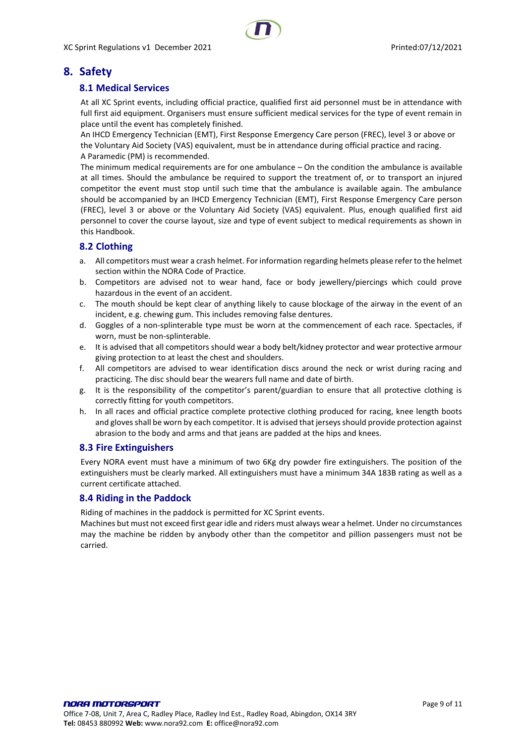# 8. Safety

## 8.1 Medical Services

At all XC Sprint events, including official practice, qualified first aid personnel must be in attendance with full first aid equipment. Organisers must ensure sufficient medical services for the type of event remain in place until the event has completely finished.
An IHCD Emergency Technician (EMT), First Response Emergency Care person (FREC), level 3 or above or the Voluntary Aid Society (VAS) equivalent, must be in attendance during official practice and racing.
A Paramedic (PM) is recommended.
The minimum medical requirements are for one ambulance – On the condition the ambulance is available at all times. Should the ambulance be required to support the treatment of, or to transport an injured competitor the event must stop until such time that the ambulance is available again. The ambulance should be accompanied by an IHCD Emergency Technician (EMT), First Response Emergency Care person (FREC), level 3 or above or the Voluntary Aid Society (VAS) equivalent. Plus, enough qualified first aid personnel to cover the course layout, size and type of event subject to medical requirements as shown in this Handbook.

## 8.2 Clothing

a. All competitors must wear a crash helmet. For information regarding helmets please refer to the helmet section within the NORA Code of Practice.
b. Competitors are advised not to wear hand, face or body jewellery/piercings which could prove hazardous in the event of an accident.
c. The mouth should be kept clear of anything likely to cause blockage of the airway in the event of an incident, e.g. chewing gum. This includes removing false dentures.
d. Goggles of a non-splinterable type must be worn at the commencement of each race. Spectacles, if worn, must be non-splinterable.
e. It is advised that all competitors should wear a body belt/kidney protector and wear protective armour giving protection to at least the chest and shoulders.
f. All competitors are advised to wear identification discs around the neck or wrist during racing and practicing. The disc should bear the wearers full name and date of birth.
g. It is the responsibility of the competitor's parent/guardian to ensure that all protective clothing is correctly fitting for youth competitors.
h. In all races and official practice complete protective clothing produced for racing, knee length boots and gloves shall be worn by each competitor. It is advised that jerseys should provide protection against abrasion to the body and arms and that jeans are padded at the hips and knees.

## 8.3 Fire Extinguishers

Every NORA event must have a minimum of two 6Kg dry powder fire extinguishers. The position of the extinguishers must be clearly marked. All extinguishers must have a minimum 34A 183B rating as well as a current certificate attached.

## 8.4 Riding in the Paddock

Riding of machines in the paddock is permitted for XC Sprint events.
Machines but must not exceed first gear idle and riders must always wear a helmet. Under no circumstances may the machine be ridden by anybody other than the competitor and pillion passengers must not be carried.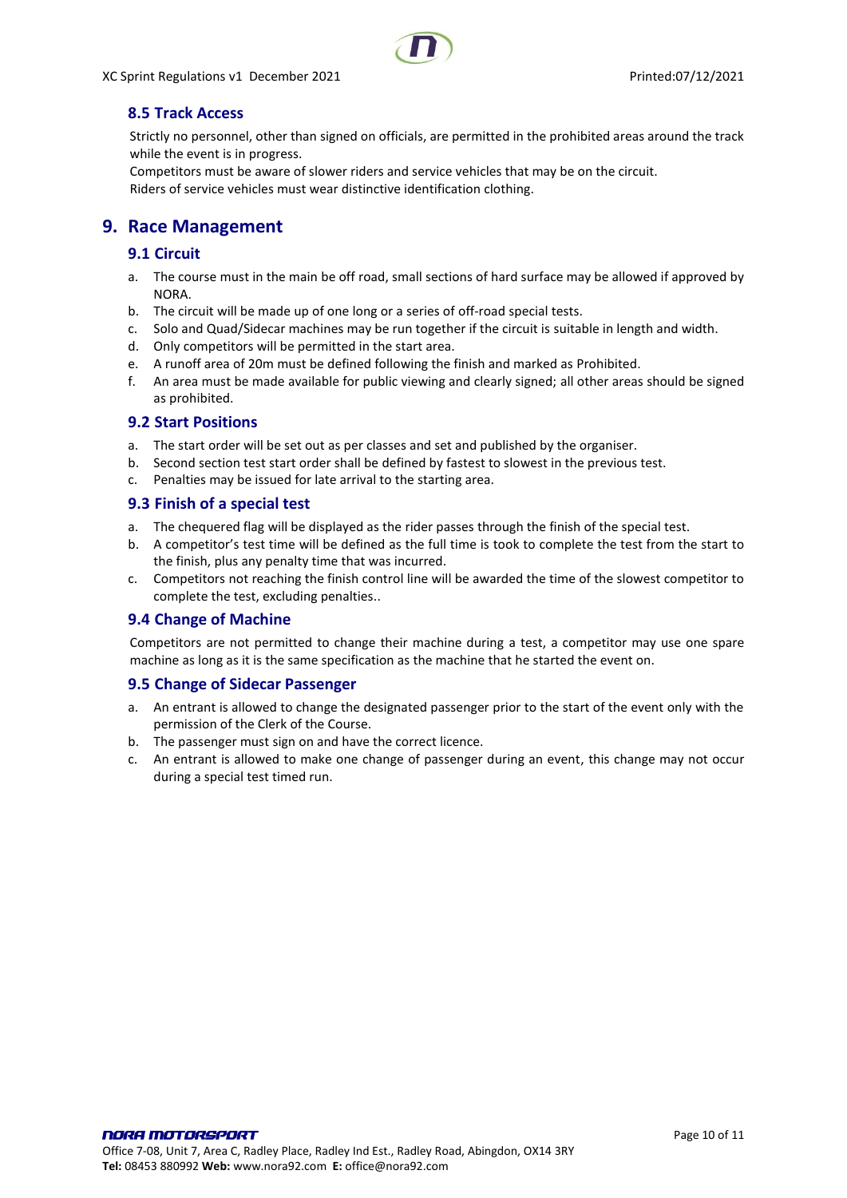### 8.5 Track Access

Strictly no personnel, other than signed on officials, are permitted in the prohibited areas around the track while the event is in progress.
Competitors must be aware of slower riders and service vehicles that may be on the circuit.
Riders of service vehicles must wear distinctive identification clothing.

## 9. Race Management

### 9.1 Circuit

a. The course must in the main be off road, small sections of hard surface may be allowed if approved by NORA.
b. The circuit will be made up of one long or a series of off-road special tests.
c. Solo and Quad/Sidecar machines may be run together if the circuit is suitable in length and width.
d. Only competitors will be permitted in the start area.
e. A runoff area of 20m must be defined following the finish and marked as Prohibited.
f. An area must be made available for public viewing and clearly signed; all other areas should be signed as prohibited.

### 9.2 Start Positions

a. The start order will be set out as per classes and set and published by the organiser.
b. Second section test start order shall be defined by fastest to slowest in the previous test.
c. Penalties may be issued for late arrival to the starting area.

### 9.3 Finish of a special test

a. The chequered flag will be displayed as the rider passes through the finish of the special test.
b. A competitor's test time will be defined as the full time is took to complete the test from the start to the finish, plus any penalty time that was incurred.
c. Competitors not reaching the finish control line will be awarded the time of the slowest competitor to complete the test, excluding penalties..

### 9.4 Change of Machine

Competitors are not permitted to change their machine during a test, a competitor may use one spare machine as long as it is the same specification as the machine that he started the event on.

### 9.5 Change of Sidecar Passenger

a. An entrant is allowed to change the designated passenger prior to the start of the event only with the permission of the Clerk of the Course.
b. The passenger must sign on and have the correct licence.
c. An entrant is allowed to make one change of passenger during an event, this change may not occur during a special test timed run.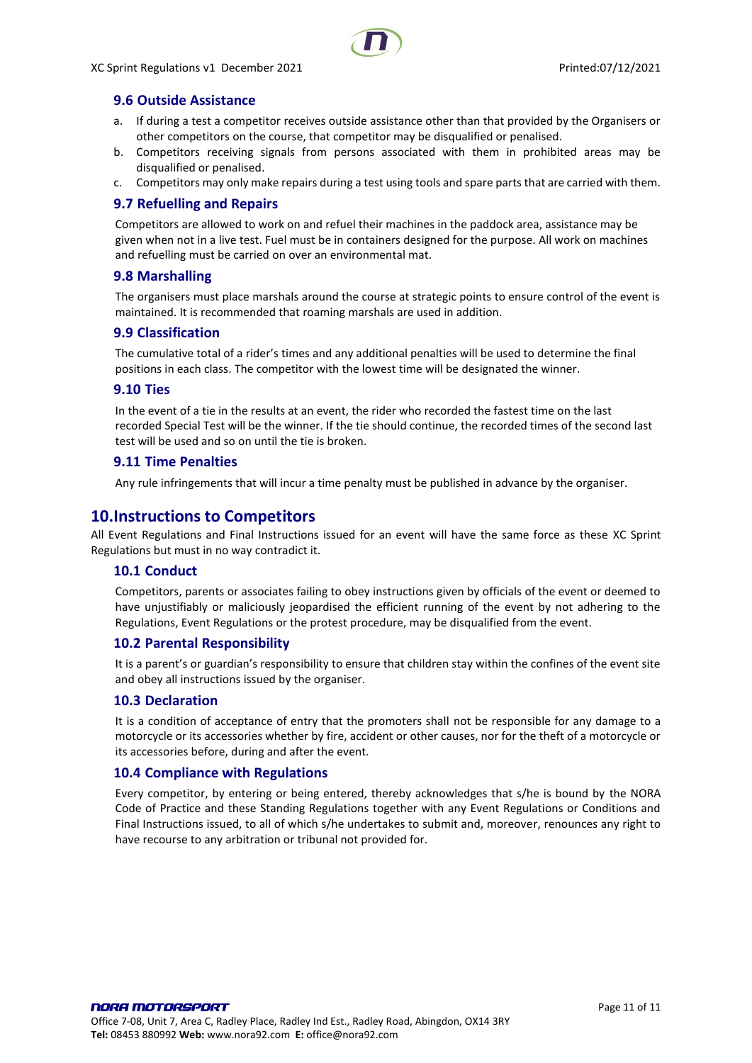### 9.6 Outside Assistance

a. If during a test a competitor receives outside assistance other than that provided by the Organisers or other competitors on the course, that competitor may be disqualified or penalised.
b. Competitors receiving signals from persons associated with them in prohibited areas may be disqualified or penalised.
c. Competitors may only make repairs during a test using tools and spare parts that are carried with them.

### 9.7 Refuelling and Repairs

Competitors are allowed to work on and refuel their machines in the paddock area, assistance may be given when not in a live test. Fuel must be in containers designed for the purpose. All work on machines and refuelling must be carried on over an environmental mat.

### 9.8 Marshalling

The organisers must place marshals around the course at strategic points to ensure control of the event is maintained. It is recommended that roaming marshals are used in addition.

### 9.9 Classification

The cumulative total of a rider's times and any additional penalties will be used to determine the final positions in each class. The competitor with the lowest time will be designated the winner.

### 9.10 Ties

In the event of a tie in the results at an event, the rider who recorded the fastest time on the last recorded Special Test will be the winner. If the tie should continue, the recorded times of the second last test will be used and so on until the tie is broken.

### 9.11 Time Penalties

Any rule infringements that will incur a time penalty must be published in advance by the organiser.

## 10.Instructions to Competitors

All Event Regulations and Final Instructions issued for an event will have the same force as these XC Sprint Regulations but must in no way contradict it.

### 10.1 Conduct

Competitors, parents or associates failing to obey instructions given by officials of the event or deemed to have unjustifiably or maliciously jeopardised the efficient running of the event by not adhering to the Regulations, Event Regulations or the protest procedure, may be disqualified from the event.

### 10.2 Parental Responsibility

It is a parent's or guardian's responsibility to ensure that children stay within the confines of the event site and obey all instructions issued by the organiser.

### 10.3 Declaration

It is a condition of acceptance of entry that the promoters shall not be responsible for any damage to a motorcycle or its accessories whether by fire, accident or other causes, nor for the theft of a motorcycle or its accessories before, during and after the event.

### 10.4 Compliance with Regulations

Every competitor, by entering or being entered, thereby acknowledges that s/he is bound by the NORA Code of Practice and these Standing Regulations together with any Event Regulations or Conditions and Final Instructions issued, to all of which s/he undertakes to submit and, moreover, renounces any right to have recourse to any arbitration or tribunal not provided for.